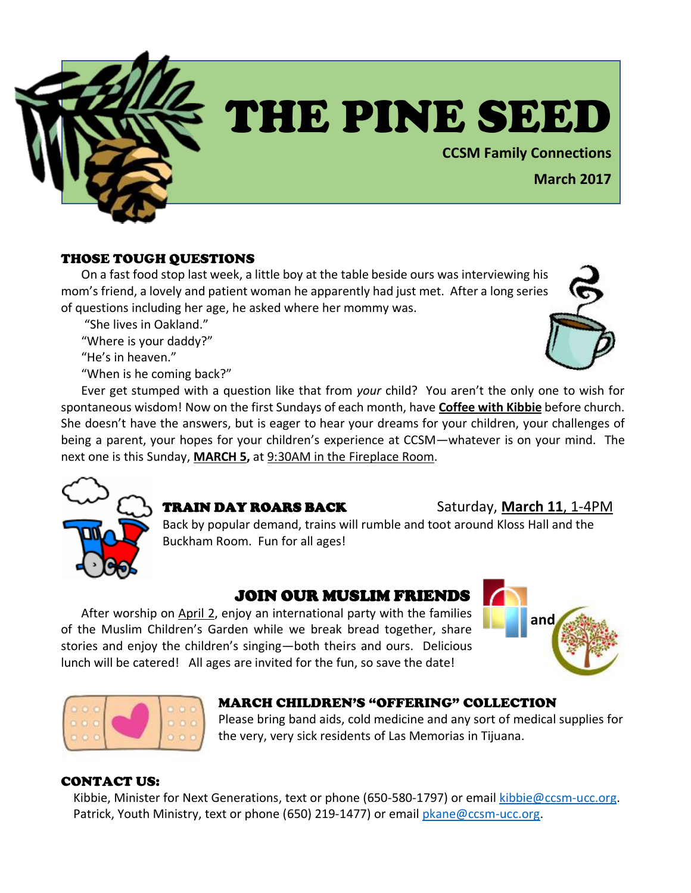# THE PINE SEED

**CCSM Family Connections**

**March 2017**

## THOSE TOUGH QUESTIONS

On a fast food stop last week, a little boy at the table beside ours was interviewing his mom's friend, a lovely and patient woman he apparently had just met. After a long series of questions including her age, he asked where her mommy was.

"She lives in Oakland."

"Where is your daddy?"

"He's in heaven."

"When is he coming back?"

Ever get stumped with a question like that from *your* child? You aren't the only one to wish for spontaneous wisdom! Now on the first Sundays of each month, have **Coffee with Kibbie** before church. She doesn't have the answers, but is eager to hear your dreams for your children, your challenges of being a parent, your hopes for your children's experience at CCSM—whatever is on your mind. The next one is this Sunday, **MARCH 5,** at 9:30AM in the Fireplace Room.

## TRAIN DAY ROARS BACK

Saturday, **March 11**, 1-4PM

Back by popular demand, trains will rumble and toot around Kloss Hall and the Buckham Room. Fun for all ages!

## JOIN OUR MUSLIM FRIENDS

After worship on April 2, enjoy an international party with the families of the Muslim Children's Garden while we break bread together, share stories and enjoy the children's singing—both theirs and ours. Delicious lunch will be catered! All ages are invited for the fun, so save the date!

**and**

## MARCH CHILDREN'S "OFFERING" COLLECTION

Please bring band aids, cold medicine and any sort of medical supplies for the very, very sick residents of Las Memorias in Tijuana.

## CONTACT US:

Kibbie, Minister for Next Generations, text or phone (650-580-1797) or email kibbie@ccsm-ucc.org.
Patrick, Youth Ministry, text or phone (650) 219-1477) or email pkane@ccsm-ucc.org.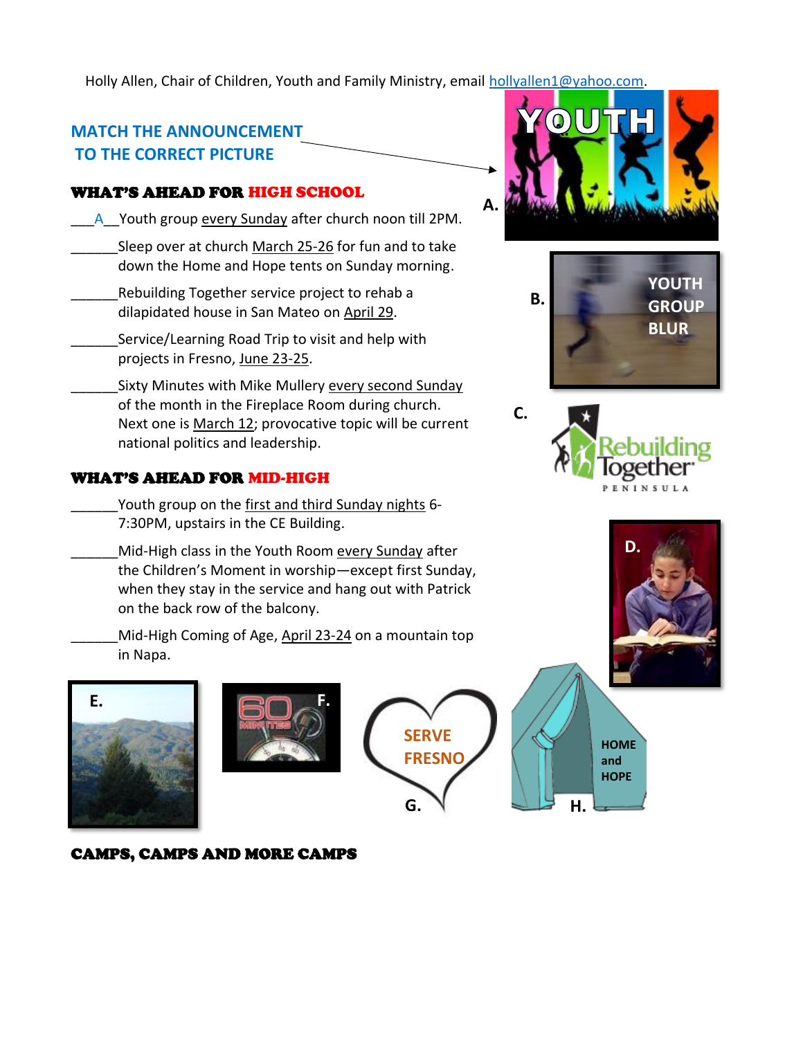Holly Allen, Chair of Children, Youth and Family Ministry, email hollyallen1@yahoo.com.

## MATCH THE ANNOUNCEMENT TO THE CORRECT PICTURE

### WHAT'S AHEAD FOR HIGH SCHOOL

\_\_\_A\_\_Youth group every Sunday after church noon till 2PM.

\_\_\_\_\_\_Sleep over at church March 25-26 for fun and to take down the Home and Hope tents on Sunday morning.

\_\_\_\_\_\_Rebuilding Together service project to rehab a dilapidated house in San Mateo on April 29.

\_\_\_\_\_\_Service/Learning Road Trip to visit and help with projects in Fresno, June 23-25.

\_\_\_\_\_\_Sixty Minutes with Mike Mullery every second Sunday of the month in the Fireplace Room during church. Next one is March 12; provocative topic will be current national politics and leadership.

### WHAT'S AHEAD FOR MID-HIGH

\_\_\_\_\_\_Youth group on the first and third Sunday nights 6-7:30PM, upstairs in the CE Building.

\_\_\_\_\_\_Mid-High class in the Youth Room every Sunday after the Children's Moment in worship—except first Sunday, when they stay in the service and hang out with Patrick on the back row of the balcony.

\_\_\_\_\_\_Mid-High Coming of Age, April 23-24 on a mountain top in Napa.

A. YOUTH

B. YOUTH GROUP BLUR

C. Rebuilding Together PENINSULA

D.

E.

F.

G. SERVE FRESNO

H. HOME and HOPE

### CAMPS, CAMPS AND MORE CAMPS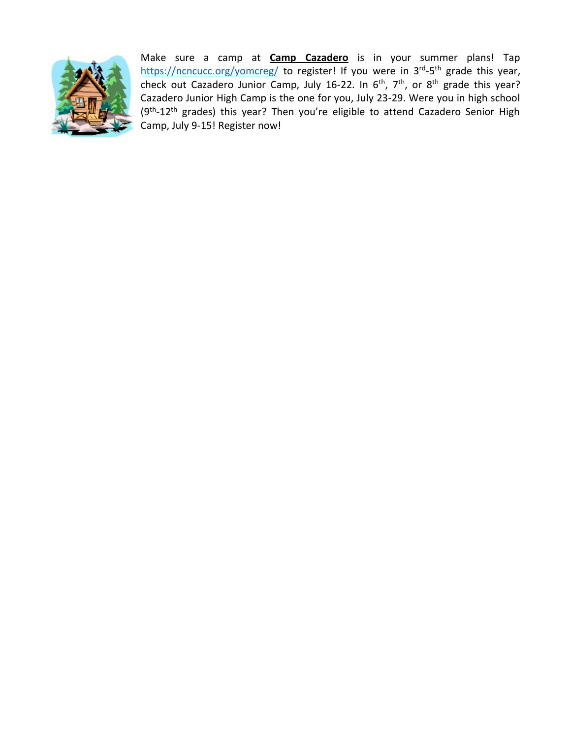Make sure a camp at **Camp Cazadero** is in your summer plans! Tap https://ncncucc.org/yomcreg/ to register! If you were in 3rd-5th grade this year, check out Cazadero Junior Camp, July 16-22. In 6th, 7th, or 8th grade this year? Cazadero Junior High Camp is the one for you, July 23-29. Were you in high school (9th-12th grades) this year? Then you're eligible to attend Cazadero Senior High Camp, July 9-15! Register now!